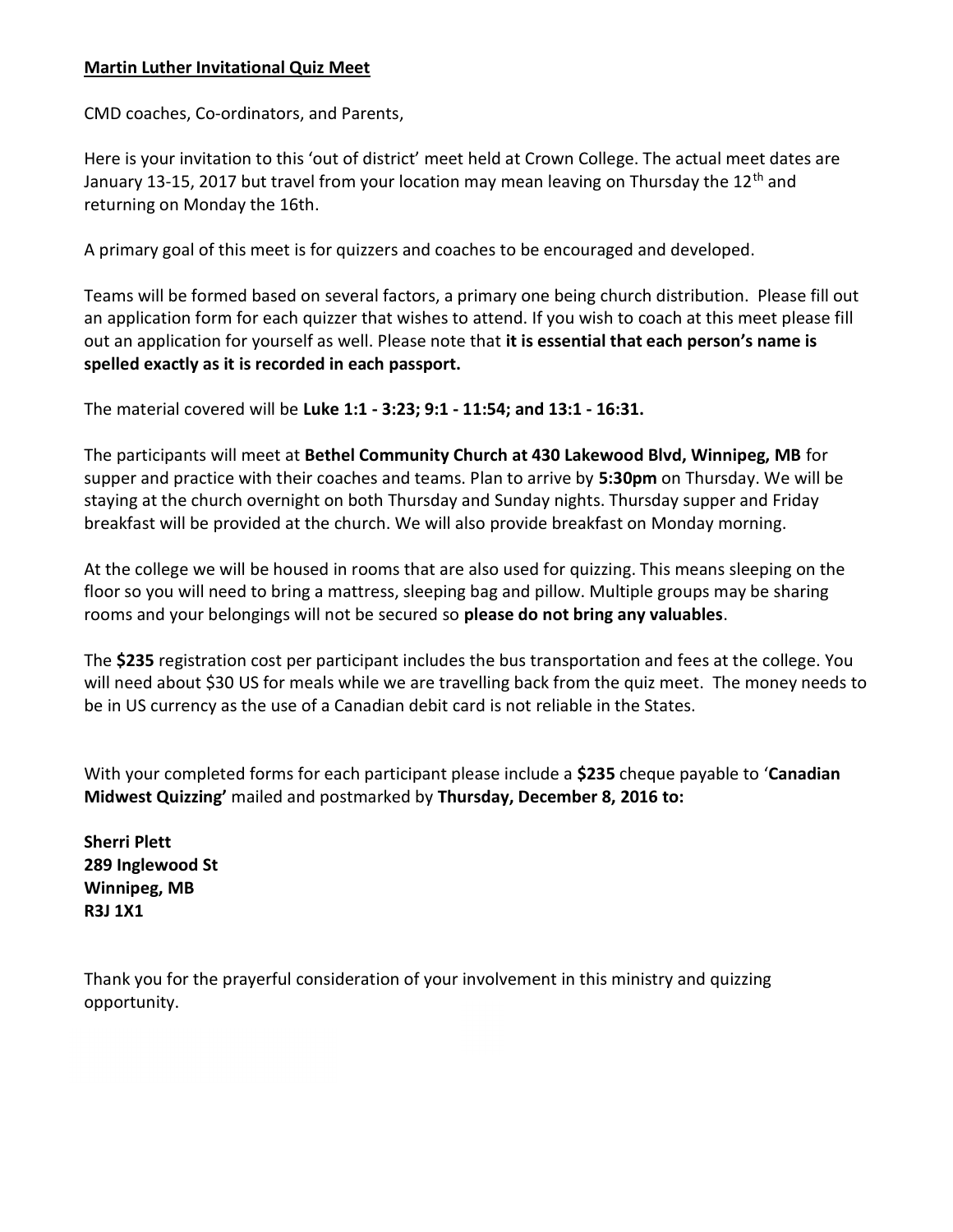**Martin Luther Invitational Quiz Meet**

CMD coaches, Co-ordinators, and Parents,

Here is your invitation to this 'out of district' meet held at Crown College. The actual meet dates are January 13-15, 2017 but travel from your location may mean leaving on Thursday the 12th and returning on Monday the 16th.

A primary goal of this meet is for quizzers and coaches to be encouraged and developed.

Teams will be formed based on several factors, a primary one being church distribution. Please fill out an application form for each quizzer that wishes to attend. If you wish to coach at this meet please fill out an application for yourself as well. Please note that **it is essential that each person's name is spelled exactly as it is recorded in each passport.**

The material covered will be **Luke 1:1 - 3:23; 9:1 - 11:54; and 13:1 - 16:31.**

The participants will meet at **Bethel Community Church at 430 Lakewood Blvd, Winnipeg, MB** for supper and practice with their coaches and teams. Plan to arrive by **5:30pm** on Thursday. We will be staying at the church overnight on both Thursday and Sunday nights. Thursday supper and Friday breakfast will be provided at the church. We will also provide breakfast on Monday morning.

At the college we will be housed in rooms that are also used for quizzing. This means sleeping on the floor so you will need to bring a mattress, sleeping bag and pillow. Multiple groups may be sharing rooms and your belongings will not be secured so **please do not bring any valuables**.

The **$235** registration cost per participant includes the bus transportation and fees at the college. You will need about $30 US for meals while we are travelling back from the quiz meet. The money needs to be in US currency as the use of a Canadian debit card is not reliable in the States.

With your completed forms for each participant please include a **$235** cheque payable to '**Canadian Midwest Quizzing'** mailed and postmarked by **Thursday, December 8, 2016 to:**

**Sherri Plett**
**289 Inglewood St**
**Winnipeg, MB**
**R3J 1X1**

Thank you for the prayerful consideration of your involvement in this ministry and quizzing opportunity.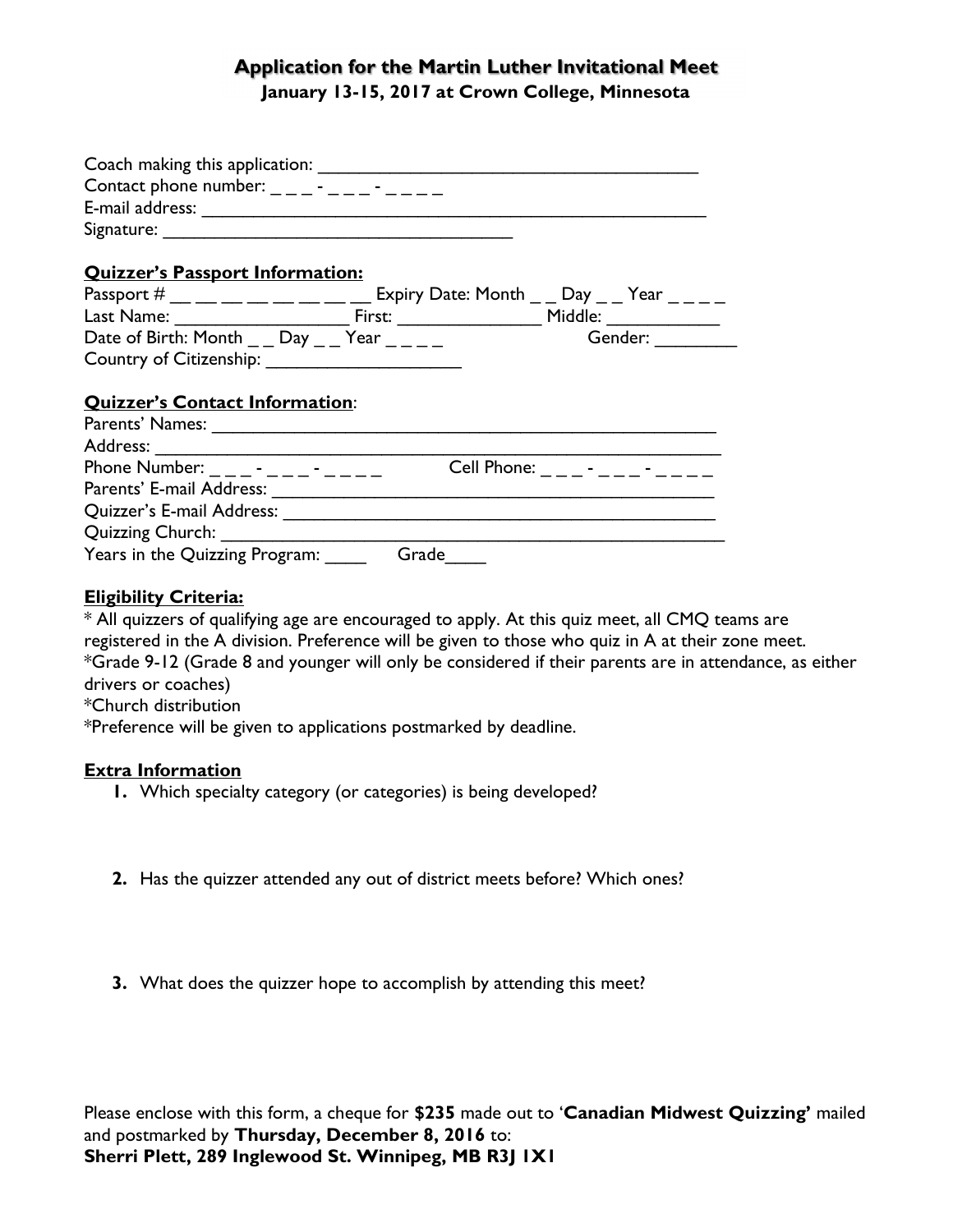## Application for the Martin Luther Invitational Meet

**January 13-15, 2017 at Crown College, Minnesota**

Coach making this application: ________________________________________
Contact phone number: _ _ _ - _ _ _ - _ _ _ _
E-mail address: _____________________________________________________
Signature: ___________________________________

**Quizzer's Passport Information:**

Passport # __ __ __ __ __ __ __ __ Expiry Date: Month _ _ Day _ _ Year _ _ _ _
Last Name: _________________ First: ______________ Middle: ___________
Date of Birth: Month _ _ Day _ _ Year _ _ _ _ Gender: ________
Country of Citizenship: ____________________

**Quizzer's Contact Information**:

Parents' Names: ____________________________________________________
Address: __________________________________________________________
Phone Number: _ _ _ - _ _ _ - _ _ _ _ Cell Phone: _ _ _ - _ _ _ - _ _ _ _
Parents' E-mail Address: ____________________________________________
Quizzer's E-mail Address: ___________________________________________
Quizzing Church: ___________________________________________________
Years in the Quizzing Program: ____ Grade____

**Eligibility Criteria:**

* All quizzers of qualifying age are encouraged to apply. At this quiz meet, all CMQ teams are registered in the A division. Preference will be given to those who quiz in A at their zone meet.
*Grade 9-12 (Grade 8 and younger will only be considered if their parents are in attendance, as either drivers or coaches)
*Church distribution
*Preference will be given to applications postmarked by deadline.

**Extra Information**

1. Which specialty category (or categories) is being developed?

2. Has the quizzer attended any out of district meets before? Which ones?

3. What does the quizzer hope to accomplish by attending this meet?

Please enclose with this form, a cheque for **$235** made out to '**Canadian Midwest Quizzing'** mailed and postmarked by **Thursday, December 8, 2016** to:
**Sherri Plett, 289 Inglewood St. Winnipeg, MB R3J 1X1**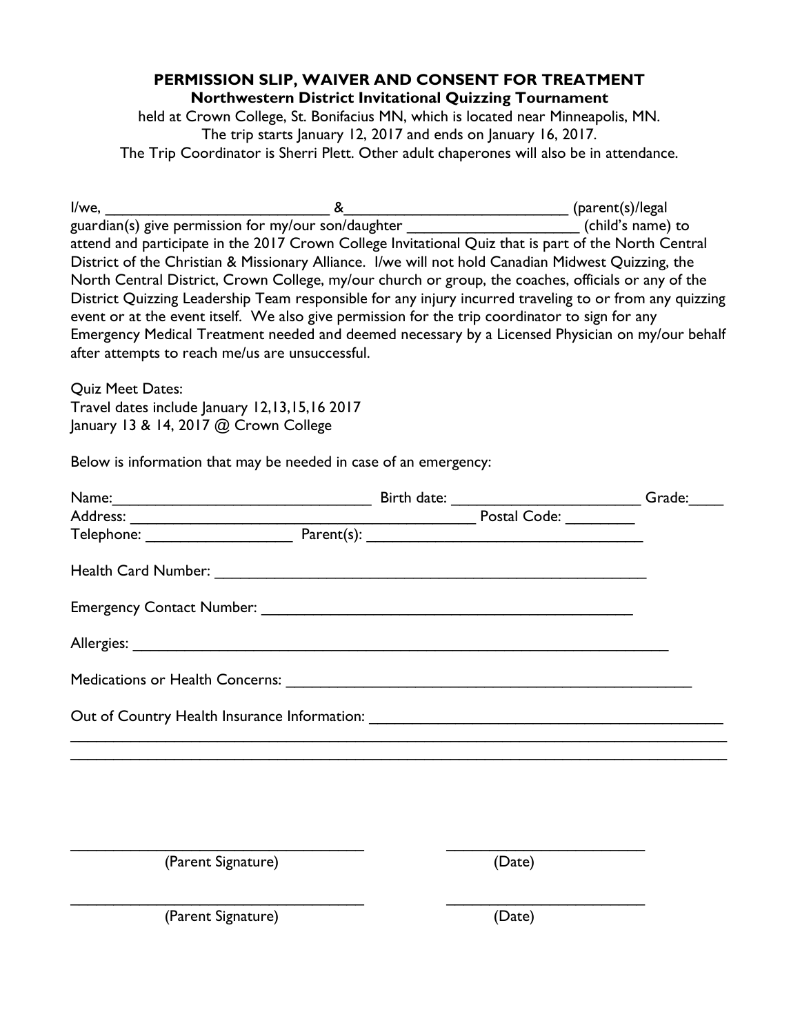# PERMISSION SLIP, WAIVER AND CONSENT FOR TREATMENT

## Northwestern District Invitational Quizzing Tournament

held at Crown College, St. Bonifacius MN, which is located near Minneapolis, MN.
The trip starts January 12, 2017 and ends on January 16, 2017.
The Trip Coordinator is Sherri Plett. Other adult chaperones will also be in attendance.

I/we, ___________________________ &___________________________ (parent(s)/legal guardian(s) give permission for my/our son/daughter _____________________ (child's name) to attend and participate in the 2017 Crown College Invitational Quiz that is part of the North Central District of the Christian & Missionary Alliance. I/we will not hold Canadian Midwest Quizzing, the North Central District, Crown College, my/our church or group, the coaches, officials or any of the District Quizzing Leadership Team responsible for any injury incurred traveling to or from any quizzing event or at the event itself. We also give permission for the trip coordinator to sign for any Emergency Medical Treatment needed and deemed necessary by a Licensed Physician on my/our behalf after attempts to reach me/us are unsuccessful.

Quiz Meet Dates:
Travel dates include January 12,13,15,16 2017
January 13 & 14, 2017 @ Crown College

Below is information that may be needed in case of an emergency:

Name:________________________________ Birth date: _______________________ Grade:____
Address: ___________________________________________ Postal Code: _________
Telephone: __________________ Parent(s): __________________________________

Health Card Number: _______________________________________________________

Emergency Contact Number: _______________________________________________

Allergies: _____________________________________________________________________

Medications or Health Concerns: ____________________________________________________

Out of Country Health Insurance Information: ______________________________________________
_____________________________________________________________________________________
_____________________________________________________________________________________

_____________________________________ (Parent Signature)    _________________________ (Date)

_____________________________________ (Parent Signature)    _________________________ (Date)